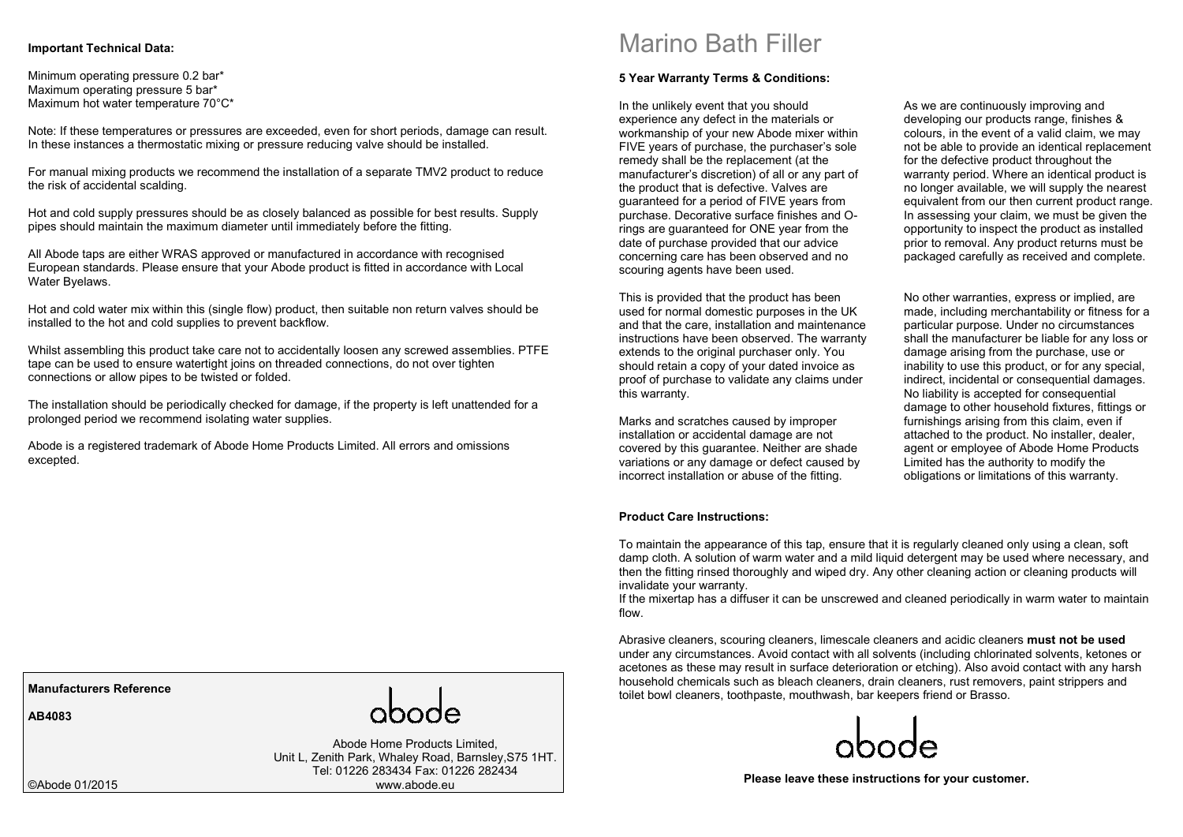**Important Technical Data:**

Minimum operating pressure 0.2 bar*
Maximum operating pressure 5 bar*
Maximum hot water temperature 70°C*

Note: If these temperatures or pressures are exceeded, even for short periods, damage can result. In these instances a thermostatic mixing or pressure reducing valve should be installed.

For manual mixing products we recommend the installation of a separate TMV2 product to reduce the risk of accidental scalding.

Hot and cold supply pressures should be as closely balanced as possible for best results. Supply pipes should maintain the maximum diameter until immediately before the fitting.

All Abode taps are either WRAS approved or manufactured in accordance with recognised European standards. Please ensure that your Abode product is fitted in accordance with Local Water Byelaws.

Hot and cold water mix within this (single flow) product, then suitable non return valves should be installed to the hot and cold supplies to prevent backflow.

Whilst assembling this product take care not to accidentally loosen any screwed assemblies. PTFE tape can be used to ensure watertight joins on threaded connections, do not over tighten connections or allow pipes to be twisted or folded.

The installation should be periodically checked for damage, if the property is left unattended for a prolonged period we recommend isolating water supplies.

Abode is a registered trademark of Abode Home Products Limited. All errors and omissions excepted.

**Manufacturers Reference**

**AB4083**

abode

Abode Home Products Limited,
Unit L, Zenith Park, Whaley Road, Barnsley,S75 1HT.
Tel: 01226 283434 Fax: 01226 282434
www.abode.eu

©Abode 01/2015

# Marino Bath Filler

**5 Year Warranty Terms & Conditions:**

In the unlikely event that you should experience any defect in the materials or workmanship of your new Abode mixer within FIVE years of purchase, the purchaser's sole remedy shall be the replacement (at the manufacturer's discretion) of all or any part of the product that is defective. Valves are guaranteed for a period of FIVE years from purchase. Decorative surface finishes and O-rings are guaranteed for ONE year from the date of purchase provided that our advice concerning care has been observed and no scouring agents have been used.

This is provided that the product has been used for normal domestic purposes in the UK and that the care, installation and maintenance instructions have been observed. The warranty extends to the original purchaser only. You should retain a copy of your dated invoice as proof of purchase to validate any claims under this warranty.

Marks and scratches caused by improper installation or accidental damage are not covered by this guarantee. Neither are shade variations or any damage or defect caused by incorrect installation or abuse of the fitting.

As we are continuously improving and developing our products range, finishes & colours, in the event of a valid claim, we may not be able to provide an identical replacement for the defective product throughout the warranty period. Where an identical product is no longer available, we will supply the nearest equivalent from our then current product range. In assessing your claim, we must be given the opportunity to inspect the product as installed prior to removal. Any product returns must be packaged carefully as received and complete.

No other warranties, express or implied, are made, including merchantability or fitness for a particular purpose. Under no circumstances shall the manufacturer be liable for any loss or damage arising from the purchase, use or inability to use this product, or for any special, indirect, incidental or consequential damages. No liability is accepted for consequential damage to other household fixtures, fittings or furnishings arising from this claim, even if attached to the product. No installer, dealer, agent or employee of Abode Home Products Limited has the authority to modify the obligations or limitations of this warranty.

**Product Care Instructions:**

To maintain the appearance of this tap, ensure that it is regularly cleaned only using a clean, soft damp cloth. A solution of warm water and a mild liquid detergent may be used where necessary, and then the fitting rinsed thoroughly and wiped dry. Any other cleaning action or cleaning products will invalidate your warranty.
If the mixertap has a diffuser it can be unscrewed and cleaned periodically in warm water to maintain flow.

Abrasive cleaners, scouring cleaners, limescale cleaners and acidic cleaners **must not be used** under any circumstances. Avoid contact with all solvents (including chlorinated solvents, ketones or acetones as these may result in surface deterioration or etching). Also avoid contact with any harsh household chemicals such as bleach cleaners, drain cleaners, rust removers, paint strippers and toilet bowl cleaners, toothpaste, mouthwash, bar keepers friend or Brasso.

abode

**Please leave these instructions for your customer.**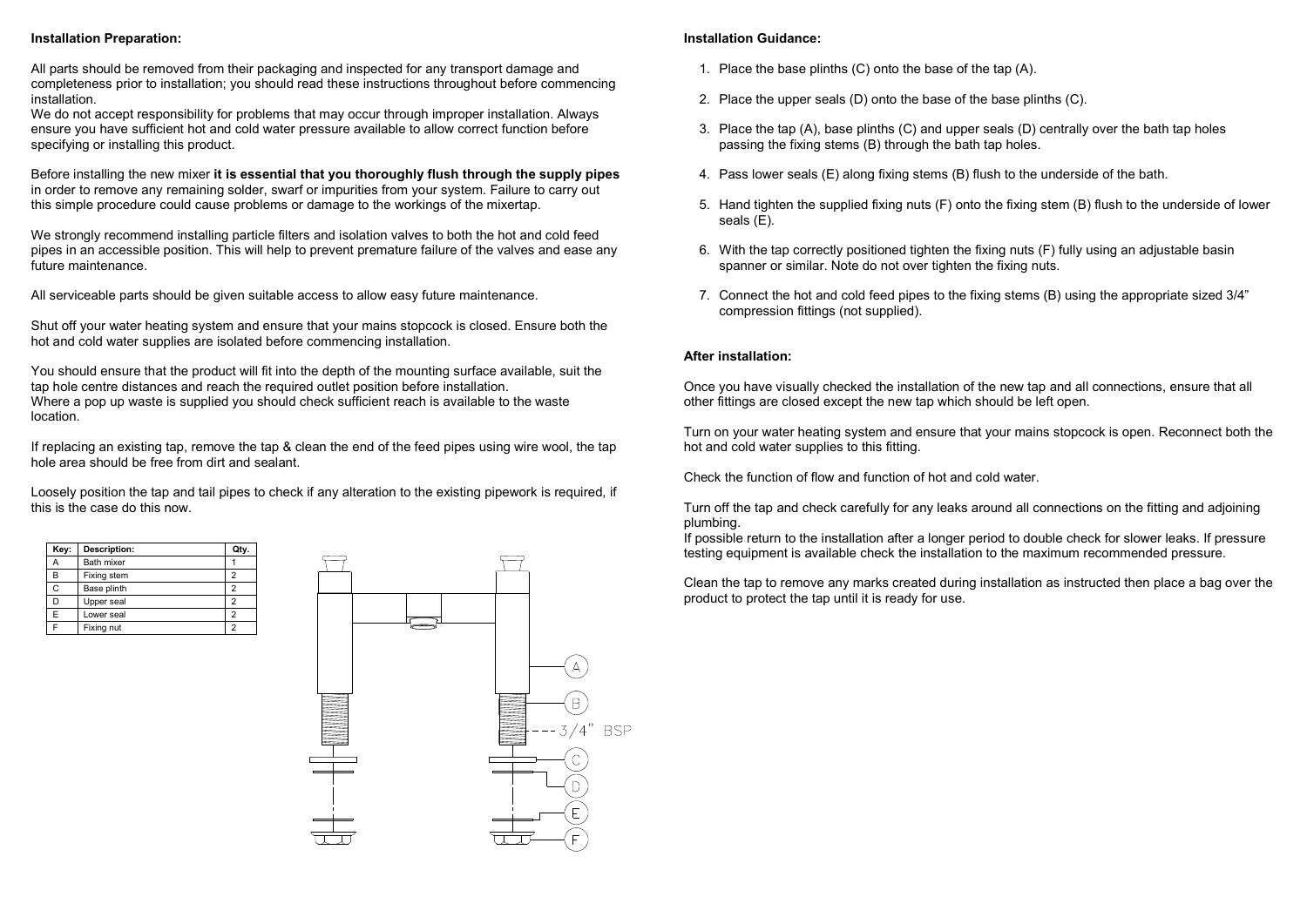**Installation Preparation:**

All parts should be removed from their packaging and inspected for any transport damage and completeness prior to installation; you should read these instructions throughout before commencing installation.
We do not accept responsibility for problems that may occur through improper installation. Always ensure you have sufficient hot and cold water pressure available to allow correct function before specifying or installing this product.

Before installing the new mixer **it is essential that you thoroughly flush through the supply pipes** in order to remove any remaining solder, swarf or impurities from your system. Failure to carry out this simple procedure could cause problems or damage to the workings of the mixertap.

We strongly recommend installing particle filters and isolation valves to both the hot and cold feed pipes in an accessible position. This will help to prevent premature failure of the valves and ease any future maintenance.

All serviceable parts should be given suitable access to allow easy future maintenance.

Shut off your water heating system and ensure that your mains stopcock is closed. Ensure both the hot and cold water supplies are isolated before commencing installation.

You should ensure that the product will fit into the depth of the mounting surface available, suit the tap hole centre distances and reach the required outlet position before installation.
Where a pop up waste is supplied you should check sufficient reach is available to the waste location.

If replacing an existing tap, remove the tap & clean the end of the feed pipes using wire wool, the tap hole area should be free from dirt and sealant.

Loosely position the tap and tail pipes to check if any alteration to the existing pipework is required, if this is the case do this now.

| Key: | Description: | Qty. |
|---|---|---|
| A | Bath mixer | 1 |
| B | Fixing stem | 2 |
| C | Base plinth | 2 |
| D | Upper seal | 2 |
| E | Lower seal | 2 |
| F | Fixing nut | 2 |

A
B
3/4" BSP
C
D
E
F

**Installation Guidance:**

1. Place the base plinths (C) onto the base of the tap (A).
2. Place the upper seals (D) onto the base of the base plinths (C).
3. Place the tap (A), base plinths (C) and upper seals (D) centrally over the bath tap holes passing the fixing stems (B) through the bath tap holes.
4. Pass lower seals (E) along fixing stems (B) flush to the underside of the bath.
5. Hand tighten the supplied fixing nuts (F) onto the fixing stem (B) flush to the underside of lower seals (E).
6. With the tap correctly positioned tighten the fixing nuts (F) fully using an adjustable basin spanner or similar. Note do not over tighten the fixing nuts.
7. Connect the hot and cold feed pipes to the fixing stems (B) using the appropriate sized 3/4" compression fittings (not supplied).

**After installation:**

Once you have visually checked the installation of the new tap and all connections, ensure that all other fittings are closed except the new tap which should be left open.

Turn on your water heating system and ensure that your mains stopcock is open. Reconnect both the hot and cold water supplies to this fitting.

Check the function of flow and function of hot and cold water.

Turn off the tap and check carefully for any leaks around all connections on the fitting and adjoining plumbing.
If possible return to the installation after a longer period to double check for slower leaks. If pressure testing equipment is available check the installation to the maximum recommended pressure.

Clean the tap to remove any marks created during installation as instructed then place a bag over the product to protect the tap until it is ready for use.